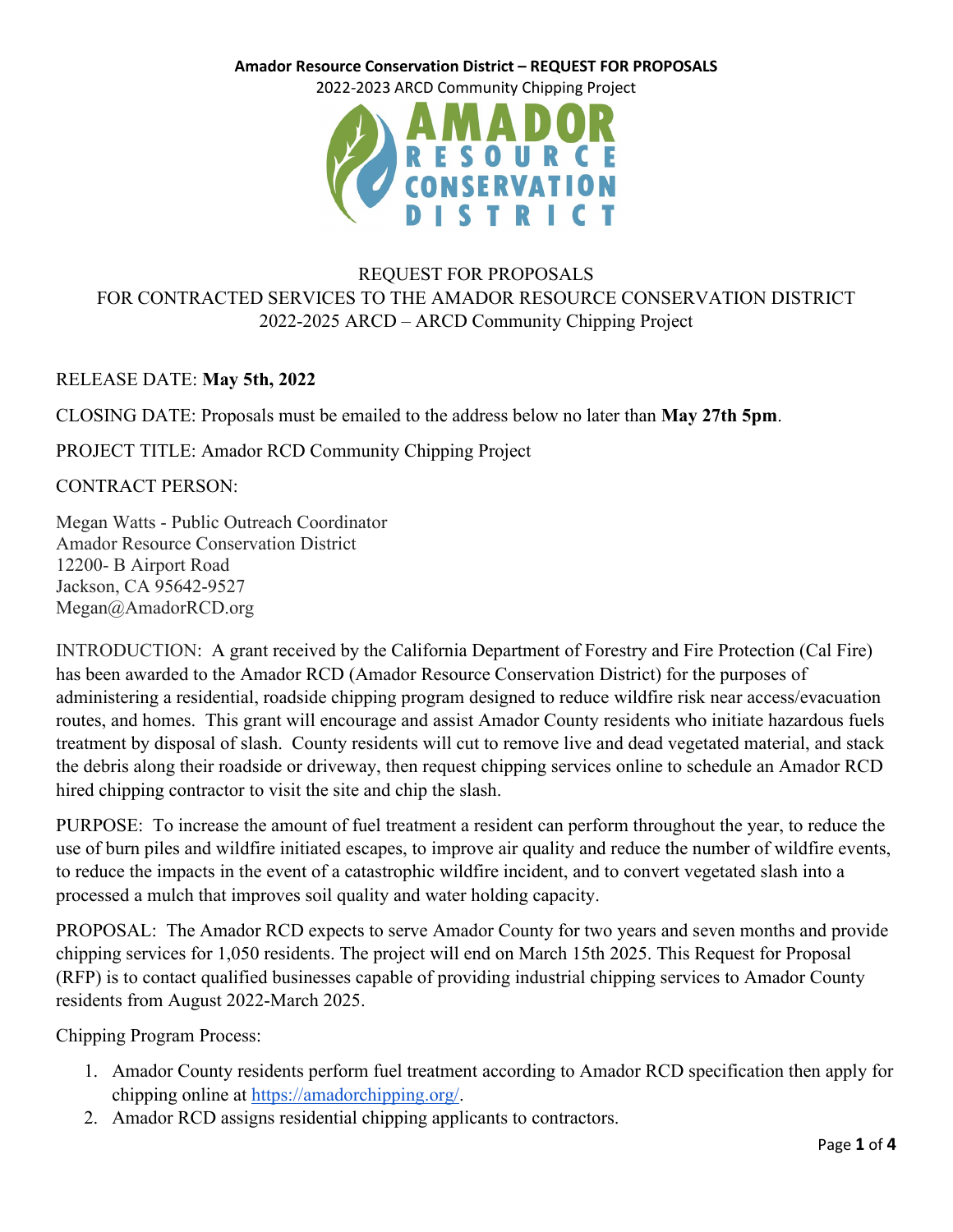**Amador Resource Conservation District – REQUEST FOR PROPOSALS**
2022-2023 ARCD Community Chipping Project

AMADOR RESOURCE CONSERVATION DISTRICT

# REQUEST FOR PROPOSALS
## FOR CONTRACTED SERVICES TO THE AMADOR RESOURCE CONSERVATION DISTRICT
## 2022-2025 ARCD – ARCD Community Chipping Project

RELEASE DATE: **May 5th, 2022**

CLOSING DATE: Proposals must be emailed to the address below no later than **May 27th 5pm**.

PROJECT TITLE: Amador RCD Community Chipping Project

CONTRACT PERSON:

Megan Watts - Public Outreach Coordinator
Amador Resource Conservation District
12200- B Airport Road
Jackson, CA 95642-9527
Megan@AmadorRCD.org

INTRODUCTION: A grant received by the California Department of Forestry and Fire Protection (Cal Fire) has been awarded to the Amador RCD (Amador Resource Conservation District) for the purposes of administering a residential, roadside chipping program designed to reduce wildfire risk near access/evacuation routes, and homes. This grant will encourage and assist Amador County residents who initiate hazardous fuels treatment by disposal of slash. County residents will cut to remove live and dead vegetated material, and stack the debris along their roadside or driveway, then request chipping services online to schedule an Amador RCD hired chipping contractor to visit the site and chip the slash.

PURPOSE: To increase the amount of fuel treatment a resident can perform throughout the year, to reduce the use of burn piles and wildfire initiated escapes, to improve air quality and reduce the number of wildfire events, to reduce the impacts in the event of a catastrophic wildfire incident, and to convert vegetated slash into a processed a mulch that improves soil quality and water holding capacity.

PROPOSAL: The Amador RCD expects to serve Amador County for two years and seven months and provide chipping services for 1,050 residents. The project will end on March 15th 2025. This Request for Proposal (RFP) is to contact qualified businesses capable of providing industrial chipping services to Amador County residents from August 2022-March 2025.

Chipping Program Process:

1. Amador County residents perform fuel treatment according to Amador RCD specification then apply for chipping online at https://amadorchipping.org/.
2. Amador RCD assigns residential chipping applicants to contractors.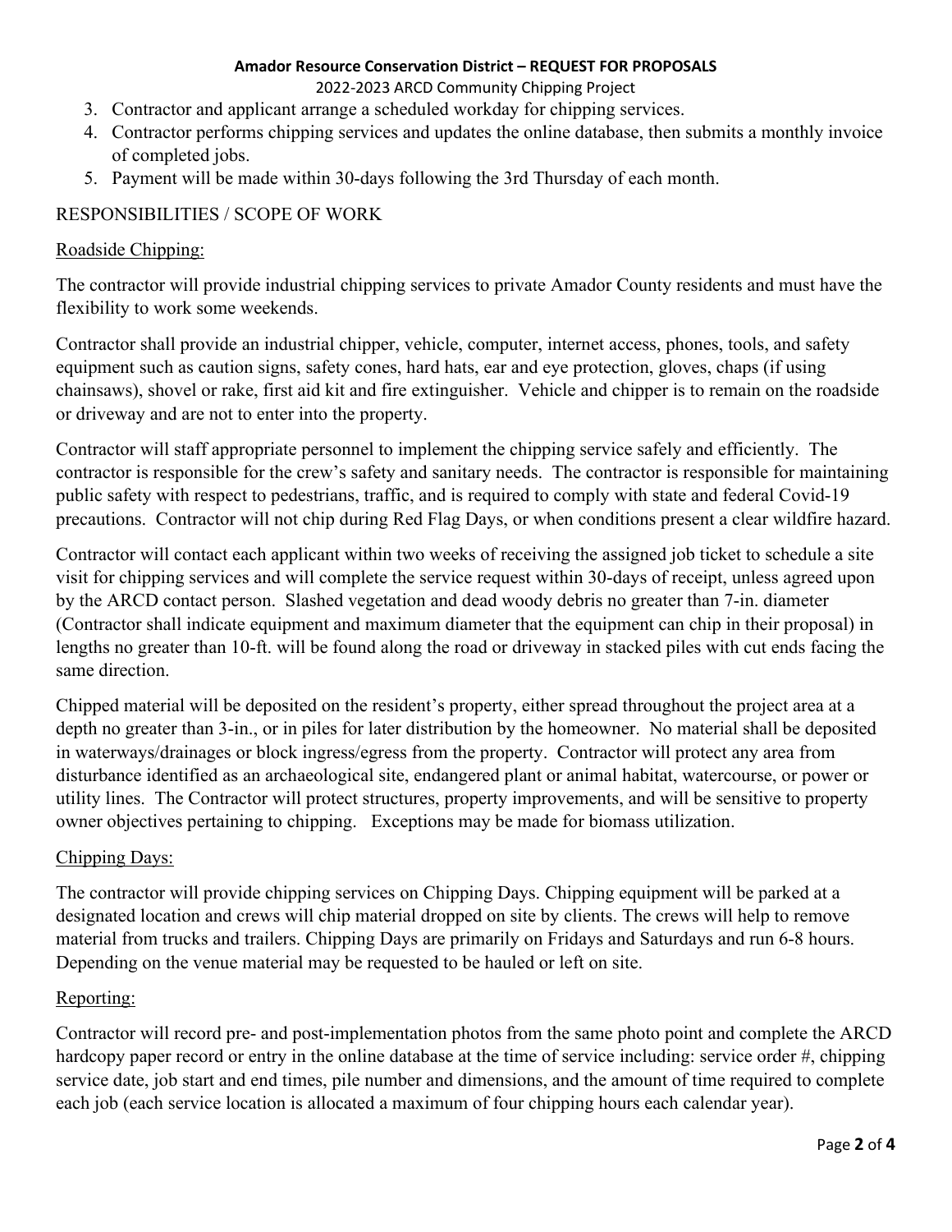3. Contractor and applicant arrange a scheduled workday for chipping services.
4. Contractor performs chipping services and updates the online database, then submits a monthly invoice of completed jobs.
5. Payment will be made within 30-days following the 3rd Thursday of each month.

## RESPONSIBILITIES / SCOPE OF WORK

### Roadside Chipping:

The contractor will provide industrial chipping services to private Amador County residents and must have the flexibility to work some weekends.

Contractor shall provide an industrial chipper, vehicle, computer, internet access, phones, tools, and safety equipment such as caution signs, safety cones, hard hats, ear and eye protection, gloves, chaps (if using chainsaws), shovel or rake, first aid kit and fire extinguisher. Vehicle and chipper is to remain on the roadside or driveway and are not to enter into the property.

Contractor will staff appropriate personnel to implement the chipping service safely and efficiently. The contractor is responsible for the crew's safety and sanitary needs. The contractor is responsible for maintaining public safety with respect to pedestrians, traffic, and is required to comply with state and federal Covid-19 precautions. Contractor will not chip during Red Flag Days, or when conditions present a clear wildfire hazard.

Contractor will contact each applicant within two weeks of receiving the assigned job ticket to schedule a site visit for chipping services and will complete the service request within 30-days of receipt, unless agreed upon by the ARCD contact person. Slashed vegetation and dead woody debris no greater than 7-in. diameter (Contractor shall indicate equipment and maximum diameter that the equipment can chip in their proposal) in lengths no greater than 10-ft. will be found along the road or driveway in stacked piles with cut ends facing the same direction.

Chipped material will be deposited on the resident's property, either spread throughout the project area at a depth no greater than 3-in., or in piles for later distribution by the homeowner. No material shall be deposited in waterways/drainages or block ingress/egress from the property. Contractor will protect any area from disturbance identified as an archaeological site, endangered plant or animal habitat, watercourse, or power or utility lines. The Contractor will protect structures, property improvements, and will be sensitive to property owner objectives pertaining to chipping. Exceptions may be made for biomass utilization.

### Chipping Days:

The contractor will provide chipping services on Chipping Days. Chipping equipment will be parked at a designated location and crews will chip material dropped on site by clients. The crews will help to remove material from trucks and trailers. Chipping Days are primarily on Fridays and Saturdays and run 6-8 hours. Depending on the venue material may be requested to be hauled or left on site.

### Reporting:

Contractor will record pre- and post-implementation photos from the same photo point and complete the ARCD hardcopy paper record or entry in the online database at the time of service including: service order #, chipping service date, job start and end times, pile number and dimensions, and the amount of time required to complete each job (each service location is allocated a maximum of four chipping hours each calendar year).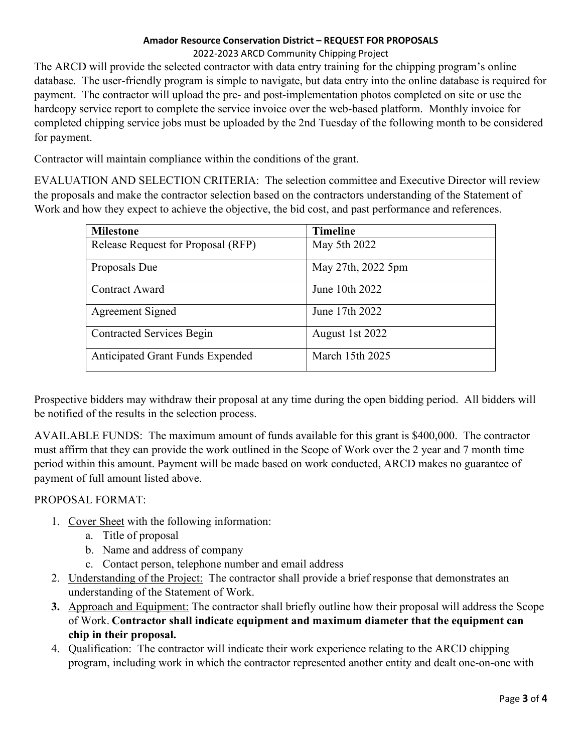The ARCD will provide the selected contractor with data entry training for the chipping program's online database. The user-friendly program is simple to navigate, but data entry into the online database is required for payment. The contractor will upload the pre- and post-implementation photos completed on site or use the hardcopy service report to complete the service invoice over the web-based platform. Monthly invoice for completed chipping service jobs must be uploaded by the 2nd Tuesday of the following month to be considered for payment.

Contractor will maintain compliance within the conditions of the grant.

EVALUATION AND SELECTION CRITERIA: The selection committee and Executive Director will review the proposals and make the contractor selection based on the contractors understanding of the Statement of Work and how they expect to achieve the objective, the bid cost, and past performance and references.

| Milestone | Timeline |
| --- | --- |
| Release Request for Proposal (RFP) | May 5th 2022 |
| Proposals Due | May 27th, 2022 5pm |
| Contract Award | June 10th 2022 |
| Agreement Signed | June 17th 2022 |
| Contracted Services Begin | August 1st 2022 |
| Anticipated Grant Funds Expended | March 15th 2025 |

Prospective bidders may withdraw their proposal at any time during the open bidding period. All bidders will be notified of the results in the selection process.

AVAILABLE FUNDS: The maximum amount of funds available for this grant is $400,000. The contractor must affirm that they can provide the work outlined in the Scope of Work over the 2 year and 7 month time period within this amount. Payment will be made based on work conducted, ARCD makes no guarantee of payment of full amount listed above.

PROPOSAL FORMAT:

1. Cover Sheet with the following information:
   a. Title of proposal
   b. Name and address of company
   c. Contact person, telephone number and email address
2. Understanding of the Project: The contractor shall provide a brief response that demonstrates an understanding of the Statement of Work.
3. Approach and Equipment: The contractor shall briefly outline how their proposal will address the Scope of Work. **Contractor shall indicate equipment and maximum diameter that the equipment can chip in their proposal.**
4. Qualification: The contractor will indicate their work experience relating to the ARCD chipping program, including work in which the contractor represented another entity and dealt one-on-one with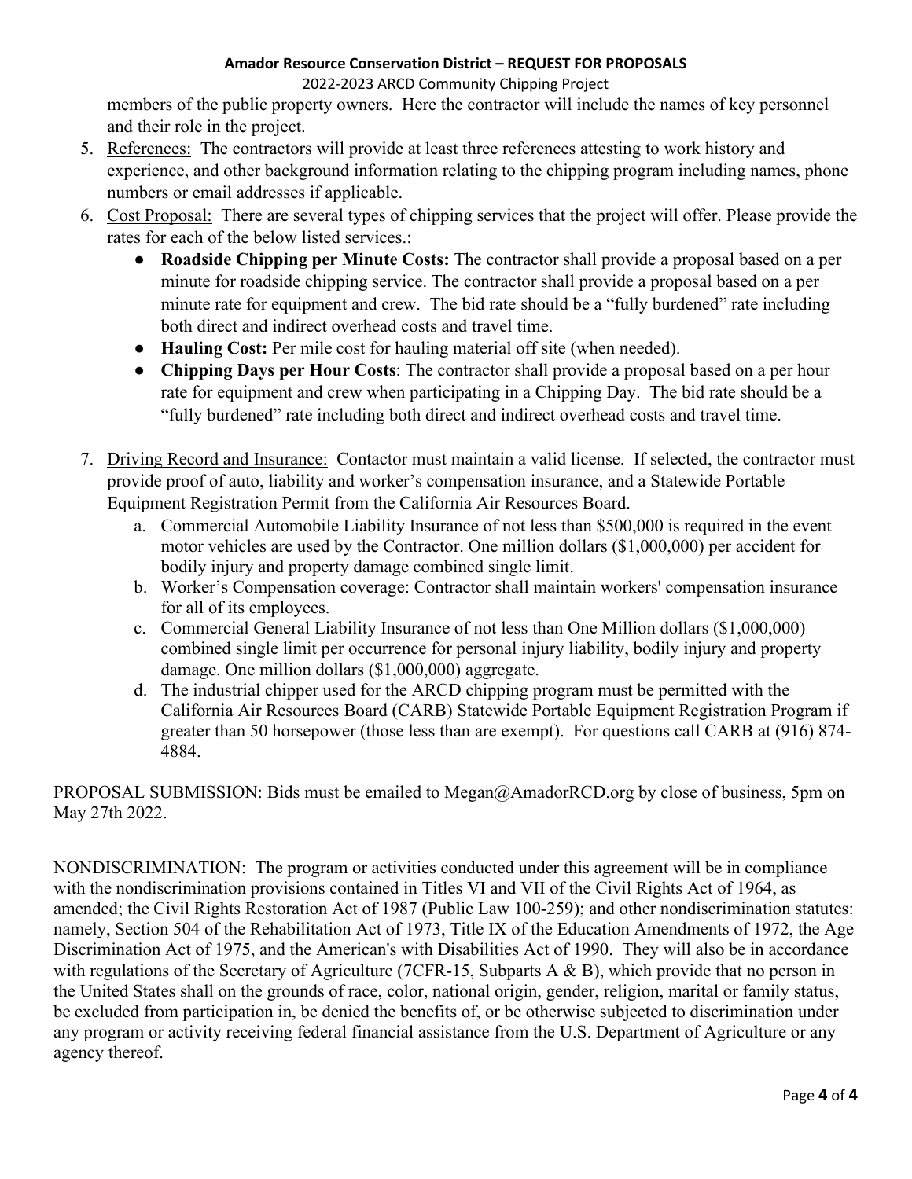members of the public property owners. Here the contractor will include the names of key personnel and their role in the project.

5. References: The contractors will provide at least three references attesting to work history and experience, and other background information relating to the chipping program including names, phone numbers or email addresses if applicable.
6. Cost Proposal: There are several types of chipping services that the project will offer. Please provide the rates for each of the below listed services.:
   - **Roadside Chipping per Minute Costs:** The contractor shall provide a proposal based on a per minute for roadside chipping service. The contractor shall provide a proposal based on a per minute rate for equipment and crew. The bid rate should be a "fully burdened" rate including both direct and indirect overhead costs and travel time.
   - **Hauling Cost:** Per mile cost for hauling material off site (when needed).
   - **Chipping Days per Hour Costs**: The contractor shall provide a proposal based on a per hour rate for equipment and crew when participating in a Chipping Day. The bid rate should be a "fully burdened" rate including both direct and indirect overhead costs and travel time.
7. Driving Record and Insurance: Contactor must maintain a valid license. If selected, the contractor must provide proof of auto, liability and worker's compensation insurance, and a Statewide Portable Equipment Registration Permit from the California Air Resources Board.
   a. Commercial Automobile Liability Insurance of not less than $500,000 is required in the event motor vehicles are used by the Contractor. One million dollars ($1,000,000) per accident for bodily injury and property damage combined single limit.
   b. Worker's Compensation coverage: Contractor shall maintain workers' compensation insurance for all of its employees.
   c. Commercial General Liability Insurance of not less than One Million dollars ($1,000,000) combined single limit per occurrence for personal injury liability, bodily injury and property damage. One million dollars ($1,000,000) aggregate.
   d. The industrial chipper used for the ARCD chipping program must be permitted with the California Air Resources Board (CARB) Statewide Portable Equipment Registration Program if greater than 50 horsepower (those less than are exempt). For questions call CARB at (916) 874-4884.

PROPOSAL SUBMISSION: Bids must be emailed to Megan@AmadorRCD.org by close of business, 5pm on May 27th 2022.

NONDISCRIMINATION: The program or activities conducted under this agreement will be in compliance with the nondiscrimination provisions contained in Titles VI and VII of the Civil Rights Act of 1964, as amended; the Civil Rights Restoration Act of 1987 (Public Law 100-259); and other nondiscrimination statutes: namely, Section 504 of the Rehabilitation Act of 1973, Title IX of the Education Amendments of 1972, the Age Discrimination Act of 1975, and the American's with Disabilities Act of 1990. They will also be in accordance with regulations of the Secretary of Agriculture (7CFR-15, Subparts A & B), which provide that no person in the United States shall on the grounds of race, color, national origin, gender, religion, marital or family status, be excluded from participation in, be denied the benefits of, or be otherwise subjected to discrimination under any program or activity receiving federal financial assistance from the U.S. Department of Agriculture or any agency thereof.